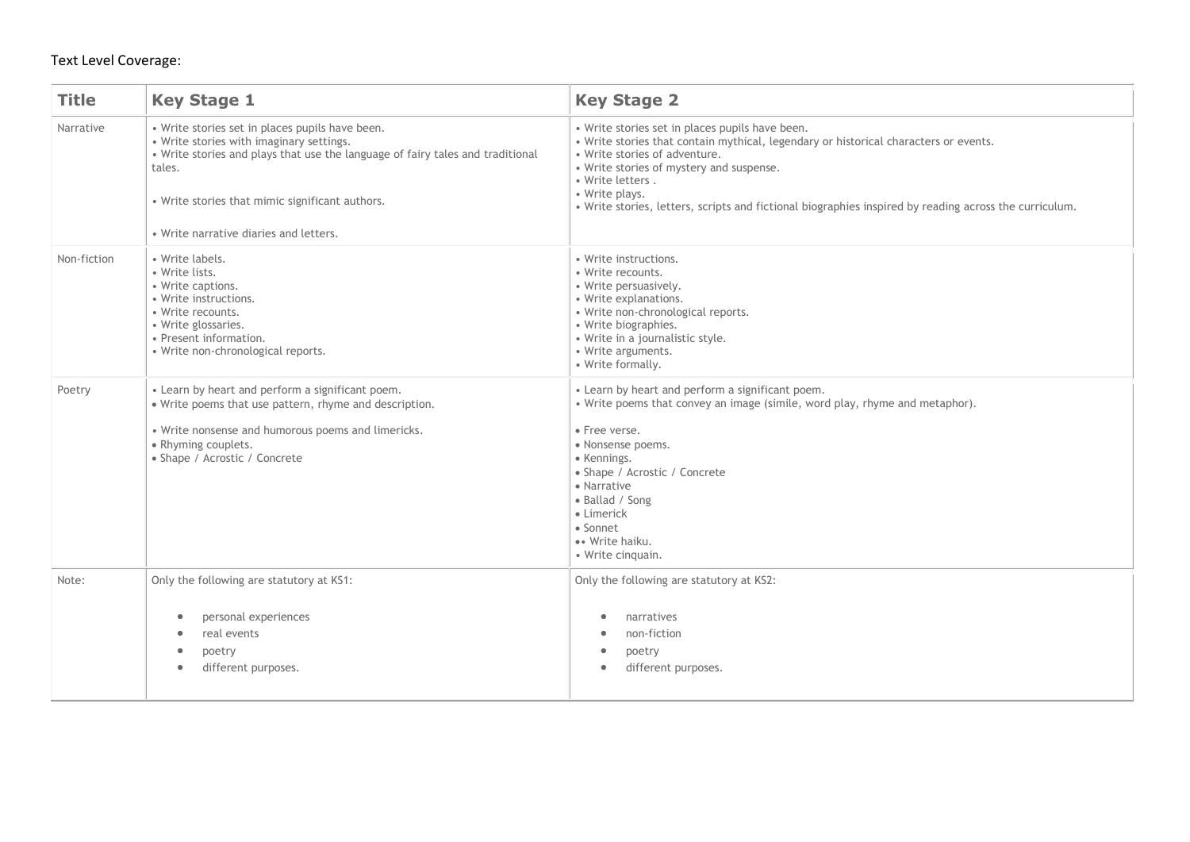Text Level Coverage:

| Title | Key Stage 1 | Key Stage 2 |
|---|---|---|
| Narrative | • Write stories set in places pupils have been.<br>• Write stories with imaginary settings.<br>• Write stories and plays that use the language of fairy tales and traditional tales.<br><br>• Write stories that mimic significant authors.<br><br>• Write narrative diaries and letters. | • Write stories set in places pupils have been.<br>• Write stories that contain mythical, legendary or historical characters or events.<br>• Write stories of adventure.<br>• Write stories of mystery and suspense.<br>• Write letters .<br>• Write plays.<br>• Write stories, letters, scripts and fictional biographies inspired by reading across the curriculum. |
| Non-fiction | • Write labels.<br>• Write lists.<br>• Write captions.<br>• Write instructions.<br>• Write recounts.<br>• Write glossaries.<br>• Present information.<br>• Write non-chronological reports. | • Write instructions.<br>• Write recounts.<br>• Write persuasively.<br>• Write explanations.<br>• Write non-chronological reports.<br>• Write biographies.<br>• Write in a journalistic style.<br>• Write arguments.<br>• Write formally. |
| Poetry | • Learn by heart and perform a significant poem.<br>• Write poems that use pattern, rhyme and description.<br><br>• Write nonsense and humorous poems and limericks.<br>• Rhyming couplets.<br>• Shape / Acrostic / Concrete | • Learn by heart and perform a significant poem.<br>• Write poems that convey an image (simile, word play, rhyme and metaphor).<br><br>• Free verse.<br>• Nonsense poems.<br>• Kennings.<br>• Shape / Acrostic / Concrete<br>• Narrative<br>• Ballad / Song<br>• Limerick<br>• Sonnet<br>•• Write haiku.<br>• Write cinquain. |
| Note: | Only the following are statutory at KS1:<br><br>• personal experiences<br>• real events<br>• poetry<br>• different purposes. | Only the following are statutory at KS2:<br><br>• narratives<br>• non-fiction<br>• poetry<br>• different purposes. |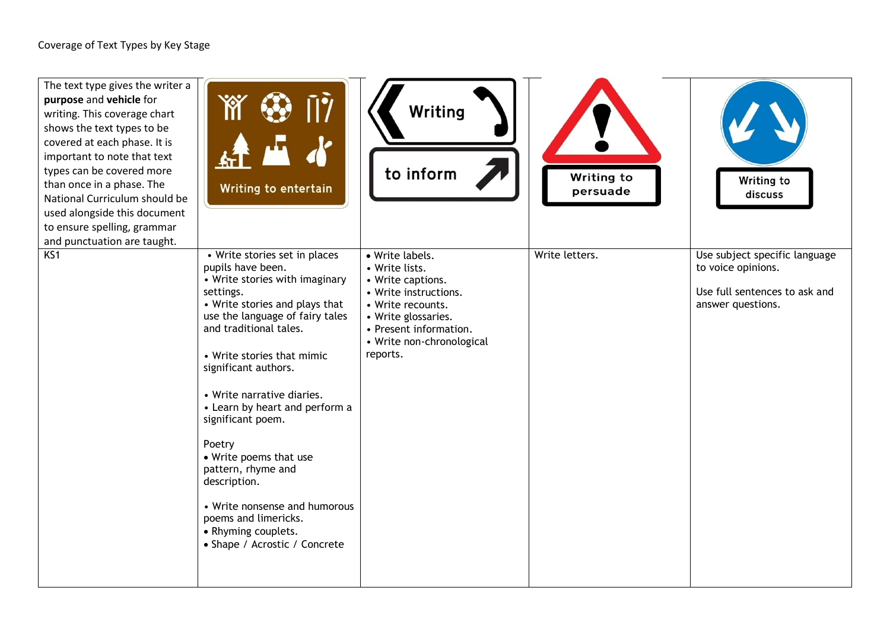Coverage of Text Types by Key Stage

| The text type gives the writer a **purpose** and **vehicle** for writing. This coverage chart shows the text types to be covered at each phase. It is important to note that text types can be covered more than once in a phase. The National Curriculum should be used alongside this document to ensure spelling, grammar and punctuation are taught. | Writing to entertain | Writing to inform | Writing to persuade | Writing to discuss |
|---|---|---|---|---|
| KS1 | • Write stories set in places pupils have been.<br>• Write stories with imaginary settings.<br>• Write stories and plays that use the language of fairy tales and traditional tales.<br><br>• Write stories that mimic significant authors.<br><br>• Write narrative diaries.<br>• Learn by heart and perform a significant poem.<br><br>Poetry<br>• Write poems that use pattern, rhyme and description.<br><br>• Write nonsense and humorous poems and limericks.<br>• Rhyming couplets.<br>• Shape / Acrostic / Concrete | • Write labels.<br>• Write lists.<br>• Write captions.<br>• Write instructions.<br>• Write recounts.<br>• Write glossaries.<br>• Present information.<br>• Write non-chronological reports. | Write letters. | Use subject specific language to voice opinions.<br><br>Use full sentences to ask and answer questions. |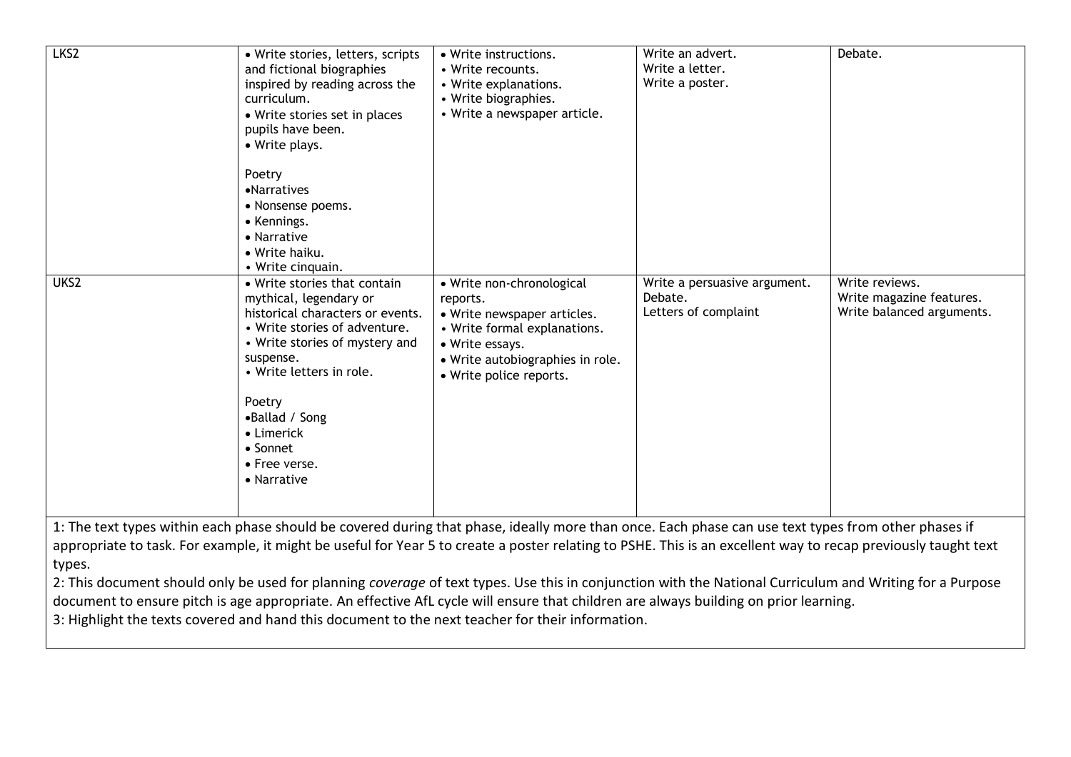| | | | | |
|---|---|---|---|---|
| LKS2 | • Write stories, letters, scripts and fictional biographies inspired by reading across the curriculum.<br>• Write stories set in places pupils have been.<br>• Write plays.<br><br>Poetry<br>•Narratives<br>• Nonsense poems.<br>• Kennings.<br>• Narrative<br>• Write haiku.<br>• Write cinquain. | • Write instructions.<br>• Write recounts.<br>• Write explanations.<br>• Write biographies.<br>• Write a newspaper article. | Write an advert.<br>Write a letter.<br>Write a poster. | Debate. |
| UKS2 | • Write stories that contain mythical, legendary or historical characters or events.<br>• Write stories of adventure.<br>• Write stories of mystery and suspense.<br>• Write letters in role.<br><br>Poetry<br>•Ballad / Song<br>• Limerick<br>• Sonnet<br>• Free verse.<br>• Narrative | • Write non-chronological reports.<br>• Write newspaper articles.<br>• Write formal explanations.<br>• Write essays.<br>• Write autobiographies in role.<br>• Write police reports. | Write a persuasive argument.<br>Debate.<br>Letters of complaint | Write reviews.<br>Write magazine features.<br>Write balanced arguments. |

1: The text types within each phase should be covered during that phase, ideally more than once. Each phase can use text types from other phases if appropriate to task. For example, it might be useful for Year 5 to create a poster relating to PSHE. This is an excellent way to recap previously taught text types.

2: This document should only be used for planning *coverage* of text types. Use this in conjunction with the National Curriculum and Writing for a Purpose document to ensure pitch is age appropriate. An effective AfL cycle will ensure that children are always building on prior learning.

3: Highlight the texts covered and hand this document to the next teacher for their information.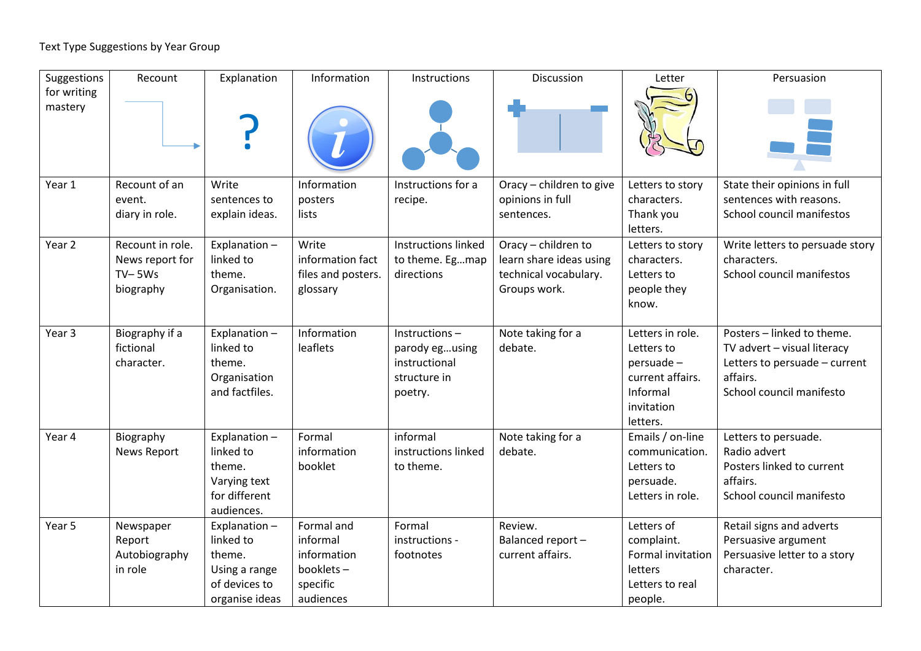Text Type Suggestions by Year Group

| Suggestions for writing mastery | Recount | Explanation | Information | Instructions | Discussion | Letter | Persuasion |
|---|---|---|---|---|---|---|---|
| Year 1 | Recount of an event.<br>diary in role. | Write sentences to explain ideas. | Information posters<br>lists | Instructions for a recipe. | Oracy – children to give opinions in full sentences. | Letters to story characters.<br>Thank you letters. | State their opinions in full sentences with reasons.<br>School council manifestos |
| Year 2 | Recount in role.<br>News report for TV– 5Ws<br>biography | Explanation – linked to theme.<br>Organisation. | Write information fact files and posters.<br>glossary | Instructions linked to theme. Eg…map directions | Oracy – children to learn share ideas using technical vocabulary.<br>Groups work. | Letters to story characters.<br>Letters to people they know. | Write letters to persuade story characters.<br>School council manifestos |
| Year 3 | Biography if a fictional character. | Explanation – linked to theme.<br>Organisation and factfiles. | Information leaflets | Instructions – parody eg…using instructional structure in poetry. | Note taking for a debate. | Letters in role.<br>Letters to persuade – current affairs.<br>Informal invitation letters. | Posters – linked to theme.<br>TV advert – visual literacy<br>Letters to persuade – current affairs.<br>School council manifesto |
| Year 4 | Biography<br>News Report | Explanation – linked to theme.<br>Varying text for different audiences. | Formal information booklet | informal instructions linked to theme. | Note taking for a debate. | Emails / on-line communication.<br>Letters to persuade.<br>Letters in role. | Letters to persuade.<br>Radio advert<br>Posters linked to current affairs.<br>School council manifesto |
| Year 5 | Newspaper Report<br>Autobiography in role | Explanation – linked to theme.<br>Using a range of devices to organise ideas | Formal and informal information booklets – specific audiences | Formal instructions - footnotes | Review.<br>Balanced report – current affairs. | Letters of complaint.<br>Formal invitation letters<br>Letters to real people. | Retail signs and adverts<br>Persuasive argument<br>Persuasive letter to a story character. |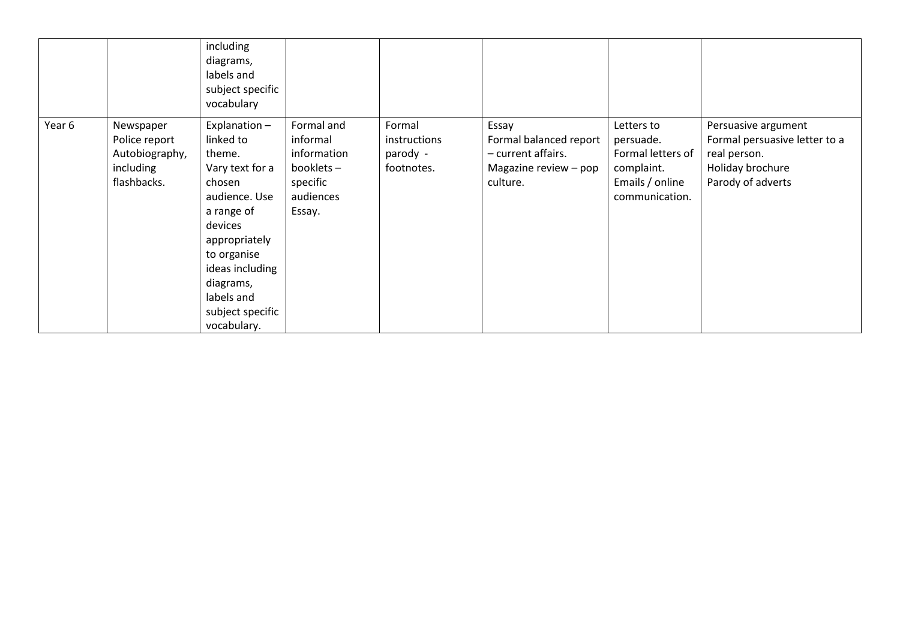|  |  |  |  |  |  |  |  |
|---|---|---|---|---|---|---|---|
|  |  | including diagrams, labels and subject specific vocabulary |  |  |  |  |  |
| Year 6 | Newspaper Police report Autobiography, including flashbacks. | Explanation – linked to theme. Vary text for a chosen audience. Use a range of devices appropriately to organise ideas including diagrams, labels and subject specific vocabulary. | Formal and informal information booklets – specific audiences Essay. | Formal instructions parody - footnotes. | Essay Formal balanced report – current affairs. Magazine review – pop culture. | Letters to persuade. Formal letters of complaint. Emails / online communication. | Persuasive argument Formal persuasive letter to a real person. Holiday brochure Parody of adverts |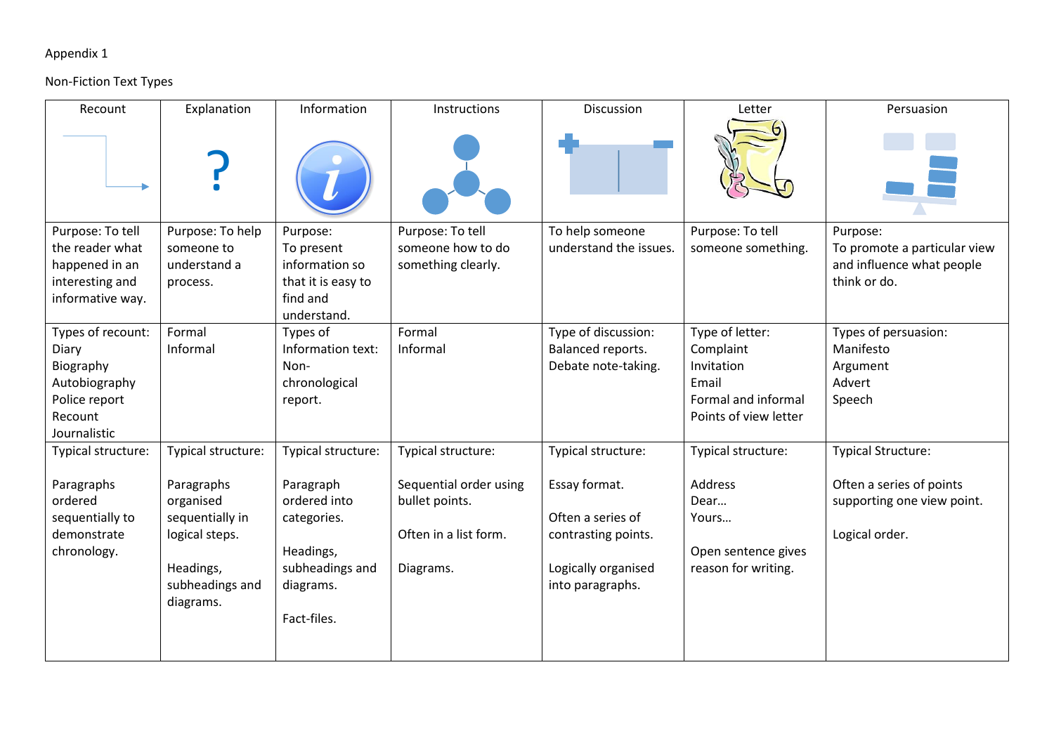Appendix 1

Non-Fiction Text Types

| Recount | Explanation | Information | Instructions | Discussion | Letter | Persuasion |
|---|---|---|---|---|---|---|
| Purpose: To tell the reader what happened in an interesting and informative way. | Purpose: To help someone to understand a process. | Purpose: To present information so that it is easy to find and understand. | Purpose: To tell someone how to do something clearly. | To help someone understand the issues. | Purpose: To tell someone something. | Purpose: To promote a particular view and influence what people think or do. |
| Types of recount: Diary Biography Autobiography Police report Recount Journalistic | Formal Informal | Types of Information text: Non-chronological report. | Formal Informal | Type of discussion: Balanced reports. Debate note-taking. | Type of letter: Complaint Invitation Email Formal and informal Points of view letter | Types of persuasion: Manifesto Argument Advert Speech |
| Typical structure: Paragraphs ordered sequentially to demonstrate chronology. | Typical structure: Paragraphs organised sequentially in logical steps. Headings, subheadings and diagrams. | Typical structure: Paragraph ordered into categories. Headings, subheadings and diagrams. Fact-files. | Typical structure: Sequential order using bullet points. Often in a list form. Diagrams. | Typical structure: Essay format. Often a series of contrasting points. Logically organised into paragraphs. | Typical structure: Address Dear… Yours… Open sentence gives reason for writing. | Typical Structure: Often a series of points supporting one view point. Logical order. |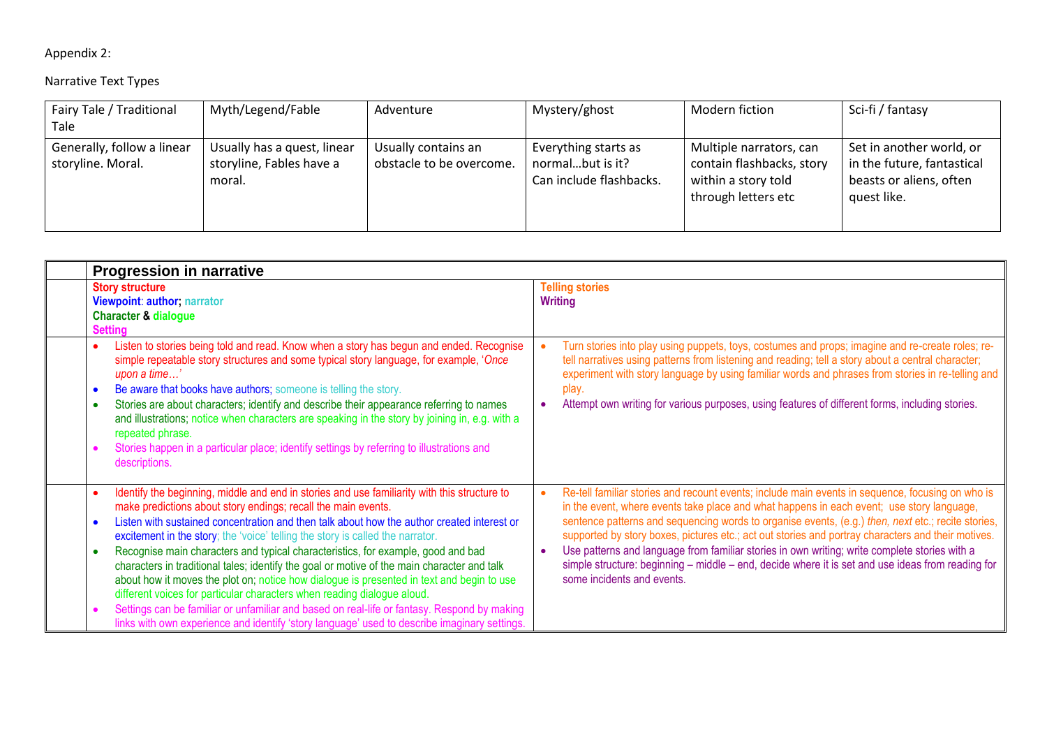Appendix 2:

Narrative Text Types

| Fairy Tale / Traditional Tale | Myth/Legend/Fable | Adventure | Mystery/ghost | Modern fiction | Sci-fi / fantasy |
|---|---|---|---|---|---|
| Generally, follow a linear storyline. Moral. | Usually has a quest, linear storyline, Fables have a moral. | Usually contains an obstacle to be overcome. | Everything starts as normal…but is it? Can include flashbacks. | Multiple narrators, can contain flashbacks, story within a story told through letters etc | Set in another world, or in the future, fantastical beasts or aliens, often quest like. |

| | **Progression in narrative** | |
|---|---|---|
| | **Story structure**<br>**Viewpoint: author; narrator**<br>**Character & dialogue**<br>**Setting** | **Telling stories**<br>**Writing** |
| | • Listen to stories being told and read. Know when a story has begun and ended. Recognise simple repeatable story structures and some typical story language, for example, '*Once upon a time…*'<br>• Be aware that books have authors; someone is telling the story.<br>• Stories are about characters; identify and describe their appearance referring to names and illustrations; notice when characters are speaking in the story by joining in, e.g. with a repeated phrase.<br>• Stories happen in a particular place; identify settings by referring to illustrations and descriptions. | • Turn stories into play using puppets, toys, costumes and props; imagine and re-create roles; re-tell narratives using patterns from listening and reading; tell a story about a central character; experiment with story language by using familiar words and phrases from stories in re-telling and play.<br>• Attempt own writing for various purposes, using features of different forms, including stories. |
| | • Identify the beginning, middle and end in stories and use familiarity with this structure to make predictions about story endings; recall the main events.<br>• Listen with sustained concentration and then talk about how the author created interest or excitement in the story; the 'voice' telling the story is called the narrator.<br>• Recognise main characters and typical characteristics, for example, good and bad characters in traditional tales; identify the goal or motive of the main character and talk about how it moves the plot on; notice how dialogue is presented in text and begin to use different voices for particular characters when reading dialogue aloud.<br>• Settings can be familiar or unfamiliar and based on real-life or fantasy. Respond by making links with own experience and identify 'story language' used to describe imaginary settings. | • Re-tell familiar stories and recount events; include main events in sequence, focusing on who is in the event, where events take place and what happens in each event; use story language, sentence patterns and sequencing words to organise events, (e.g.) *then, next* etc.; recite stories, supported by story boxes, pictures etc.; act out stories and portray characters and their motives.<br>• Use patterns and language from familiar stories in own writing; write complete stories with a simple structure: beginning – middle – end, decide where it is set and use ideas from reading for some incidents and events. |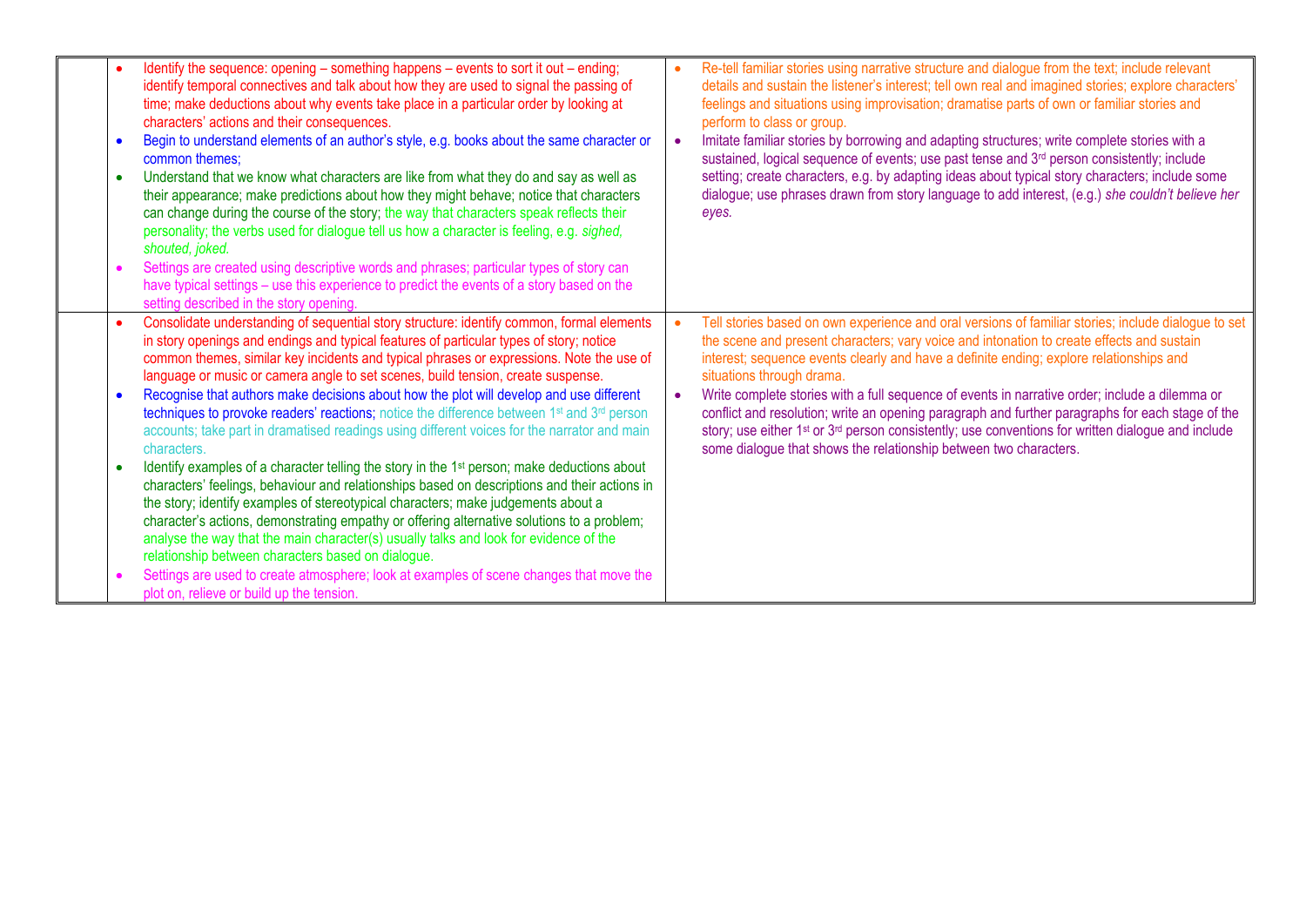| | | |
|---|---|---|
| | • Identify the sequence: opening – something happens – events to sort it out – ending; identify temporal connectives and talk about how they are used to signal the passing of time; make deductions about why events take place in a particular order by looking at characters' actions and their consequences.<br>• Begin to understand elements of an author's style, e.g. books about the same character or common themes;<br>• Understand that we know what characters are like from what they do and say as well as their appearance; make predictions about how they might behave; notice that characters can change during the course of the story; the way that characters speak reflects their personality; the verbs used for dialogue tell us how a character is feeling, e.g. *sighed, shouted, joked.*<br>• Settings are created using descriptive words and phrases; particular types of story can have typical settings – use this experience to predict the events of a story based on the setting described in the story opening. | • Re-tell familiar stories using narrative structure and dialogue from the text; include relevant details and sustain the listener's interest; tell own real and imagined stories; explore characters' feelings and situations using improvisation; dramatise parts of own or familiar stories and perform to class or group.<br>• Imitate familiar stories by borrowing and adapting structures; write complete stories with a sustained, logical sequence of events; use past tense and 3rd person consistently; include setting; create characters, e.g. by adapting ideas about typical story characters; include some dialogue; use phrases drawn from story language to add interest, (e.g.) *she couldn't believe her eyes.* |
| | • Consolidate understanding of sequential story structure: identify common, formal elements in story openings and endings and typical features of particular types of story; notice common themes, similar key incidents and typical phrases or expressions. Note the use of language or music or camera angle to set scenes, build tension, create suspense.<br>• Recognise that authors make decisions about how the plot will develop and use different techniques to provoke readers' reactions; notice the difference between 1st and 3rd person accounts; take part in dramatised readings using different voices for the narrator and main characters.<br>• Identify examples of a character telling the story in the 1st person; make deductions about characters' feelings, behaviour and relationships based on descriptions and their actions in the story; identify examples of stereotypical characters; make judgements about a character's actions, demonstrating empathy or offering alternative solutions to a problem; analyse the way that the main character(s) usually talks and look for evidence of the relationship between characters based on dialogue.<br>• Settings are used to create atmosphere; look at examples of scene changes that move the plot on, relieve or build up the tension. | • Tell stories based on own experience and oral versions of familiar stories; include dialogue to set the scene and present characters; vary voice and intonation to create effects and sustain interest; sequence events clearly and have a definite ending; explore relationships and situations through drama.<br>• Write complete stories with a full sequence of events in narrative order; include a dilemma or conflict and resolution; write an opening paragraph and further paragraphs for each stage of the story; use either 1st or 3rd person consistently; use conventions for written dialogue and include some dialogue that shows the relationship between two characters. |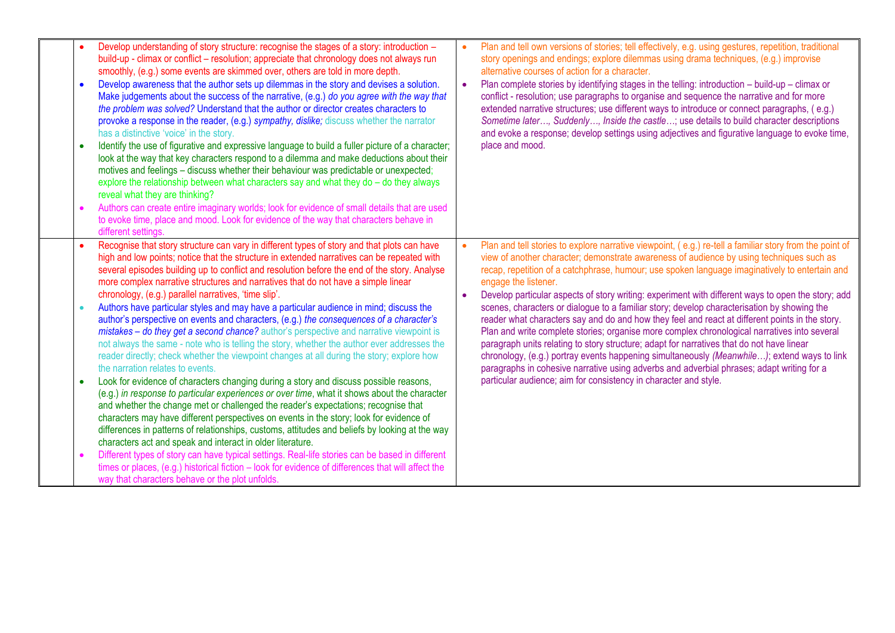| | | |
|---|---|---|
| | • Develop understanding of story structure: recognise the stages of a story: introduction – build-up - climax or conflict – resolution; appreciate that chronology does not always run smoothly, (e.g.) some events are skimmed over, others are told in more depth.<br>• Develop awareness that the author sets up dilemmas in the story and devises a solution. Make judgements about the success of the narrative, (e.g.) *do you agree with the way that the problem was solved?* Understand that the author or director creates characters to provoke a response in the reader, (e.g.) *sympathy, dislike;* discuss whether the narrator has a distinctive 'voice' in the story.<br>• Identify the use of figurative and expressive language to build a fuller picture of a character; look at the way that key characters respond to a dilemma and make deductions about their motives and feelings – discuss whether their behaviour was predictable or unexpected; explore the relationship between what characters say and what they do – do they always reveal what they are thinking?<br>• Authors can create entire imaginary worlds; look for evidence of small details that are used to evoke time, place and mood. Look for evidence of the way that characters behave in different settings. | • Plan and tell own versions of stories; tell effectively, e.g. using gestures, repetition, traditional story openings and endings; explore dilemmas using drama techniques, (e.g.) improvise alternative courses of action for a character.<br>• Plan complete stories by identifying stages in the telling: introduction – build-up – climax or conflict - resolution; use paragraphs to organise and sequence the narrative and for more extended narrative structures; use different ways to introduce or connect paragraphs, ( e.g.) *Sometime later…, Suddenly…, Inside the castle…*; use details to build character descriptions and evoke a response; develop settings using adjectives and figurative language to evoke time, place and mood. |
| | • Recognise that story structure can vary in different types of story and that plots can have high and low points; notice that the structure in extended narratives can be repeated with several episodes building up to conflict and resolution before the end of the story. Analyse more complex narrative structures and narratives that do not have a simple linear chronology, (e.g.) parallel narratives, 'time slip'.<br>• Authors have particular styles and may have a particular audience in mind; discuss the author's perspective on events and characters, (e.g.) *the consequences of a character's mistakes – do they get a second chance?* author's perspective and narrative viewpoint is not always the same - note who is telling the story, whether the author ever addresses the reader directly; check whether the viewpoint changes at all during the story; explore how the narration relates to events.<br>• Look for evidence of characters changing during a story and discuss possible reasons, (e.g.) *in response to particular experiences or over time*, what it shows about the character and whether the change met or challenged the reader's expectations; recognise that characters may have different perspectives on events in the story; look for evidence of differences in patterns of relationships, customs, attitudes and beliefs by looking at the way characters act and speak and interact in older literature.<br>• Different types of story can have typical settings. Real-life stories can be based in different times or places, (e.g.) historical fiction – look for evidence of differences that will affect the way that characters behave or the plot unfolds. | • Plan and tell stories to explore narrative viewpoint, ( e.g.) re-tell a familiar story from the point of view of another character; demonstrate awareness of audience by using techniques such as recap, repetition of a catchphrase, humour; use spoken language imaginatively to entertain and engage the listener.<br>• Develop particular aspects of story writing: experiment with different ways to open the story; add scenes, characters or dialogue to a familiar story; develop characterisation by showing the reader what characters say and do and how they feel and react at different points in the story. Plan and write complete stories; organise more complex chronological narratives into several paragraph units relating to story structure; adapt for narratives that do not have linear chronology, (e.g.) portray events happening simultaneously *(Meanwhile…)*; extend ways to link paragraphs in cohesive narrative using adverbs and adverbial phrases; adapt writing for a particular audience; aim for consistency in character and style. |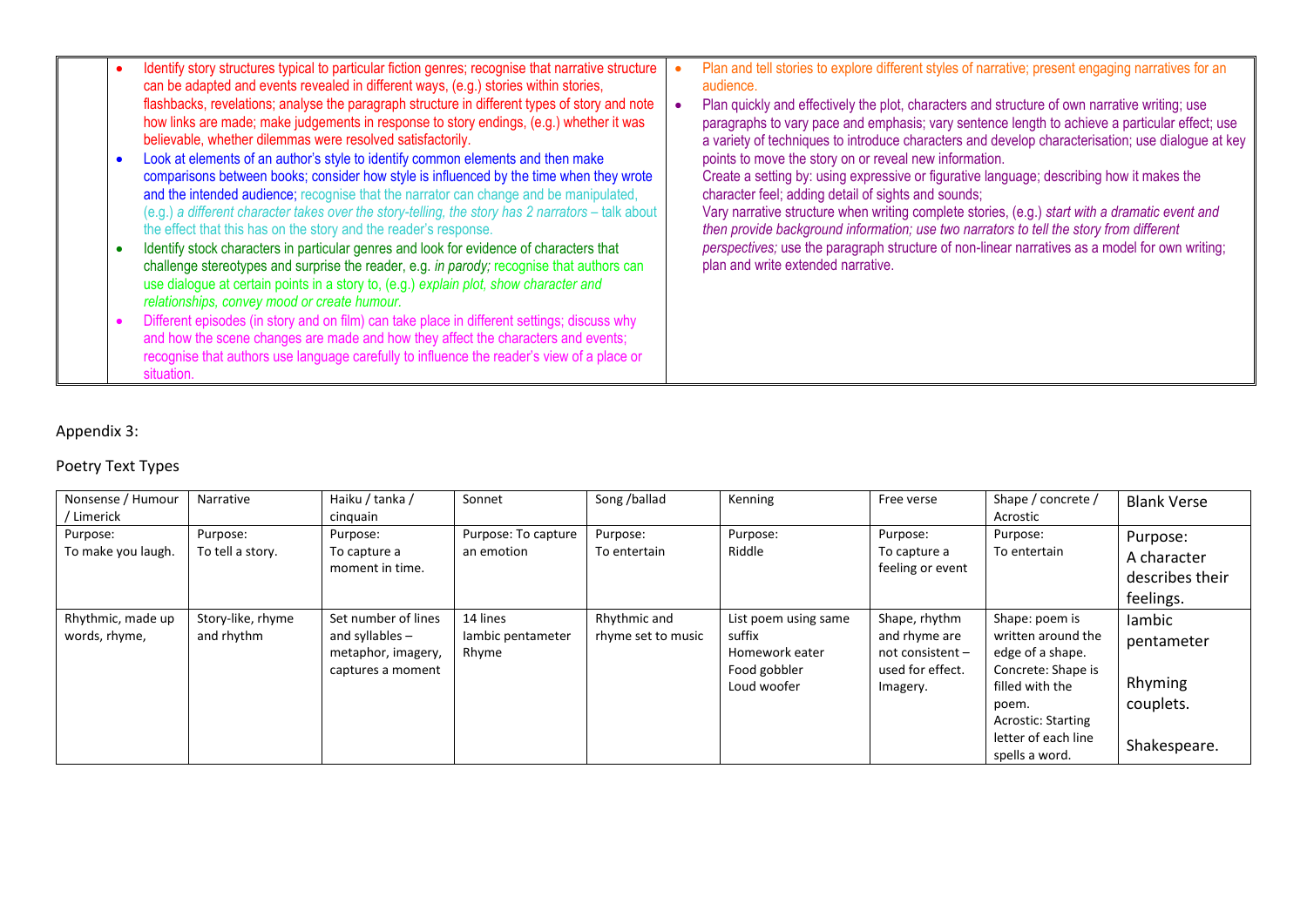| | | |
|---|---|---|
| | - Identify story structures typical to particular fiction genres; recognise that narrative structure can be adapted and events revealed in different ways, (e.g.) stories within stories, flashbacks, revelations; analyse the paragraph structure in different types of story and note how links are made; make judgements in response to story endings, (e.g.) whether it was believable, whether dilemmas were resolved satisfactorily.<br>- Look at elements of an author's style to identify common elements and then make comparisons between books; consider how style is influenced by the time when they wrote and the intended audience; recognise that the narrator can change and be manipulated, (e.g.) *a different character takes over the story-telling, the story has 2 narrators* – talk about the effect that this has on the story and the reader's response.<br>- Identify stock characters in particular genres and look for evidence of characters that challenge stereotypes and surprise the reader, e.g. *in parody;* recognise that authors can use dialogue at certain points in a story to, (e.g.) *explain plot, show character and relationships, convey mood or create humour.*<br>- Different episodes (in story and on film) can take place in different settings; discuss why and how the scene changes are made and how they affect the characters and events; recognise that authors use language carefully to influence the reader's view of a place or situation. | - Plan and tell stories to explore different styles of narrative; present engaging narratives for an audience.<br>- Plan quickly and effectively the plot, characters and structure of own narrative writing; use paragraphs to vary pace and emphasis; vary sentence length to achieve a particular effect; use a variety of techniques to introduce characters and develop characterisation; use dialogue at key points to move the story on or reveal new information.<br>Create a setting by: using expressive or figurative language; describing how it makes the character feel; adding detail of sights and sounds;<br>Vary narrative structure when writing complete stories, (e.g.) *start with a dramatic event and then provide background information; use two narrators to tell the story from different perspectives;* use the paragraph structure of non-linear narratives as a model for own writing; plan and write extended narrative. |

Appendix 3:

Poetry Text Types

| Nonsense / Humour / Limerick | Narrative | Haiku / tanka / cinquain | Sonnet | Song /ballad | Kenning | Free verse | Shape / concrete / Acrostic | Blank Verse |
|---|---|---|---|---|---|---|---|---|
| Purpose:<br>To make you laugh. | Purpose:<br>To tell a story. | Purpose:<br>To capture a moment in time. | Purpose: To capture an emotion | Purpose:<br>To entertain | Purpose:<br>Riddle | Purpose:<br>To capture a feeling or event | Purpose:<br>To entertain | Purpose:<br>A character describes their feelings. |
| Rhythmic, made up words, rhyme, | Story-like, rhyme and rhythm | Set number of lines and syllables – metaphor, imagery, captures a moment | 14 lines<br>Iambic pentameter<br>Rhyme | Rhythmic and rhyme set to music | List poem using same suffix<br>Homework eater<br>Food gobbler<br>Loud woofer | Shape, rhythm and rhyme are not consistent – used for effect.<br>Imagery. | Shape: poem is written around the edge of a shape.<br>Concrete: Shape is filled with the poem.<br>Acrostic: Starting letter of each line spells a word. | Iambic pentameter<br><br>Rhyming couplets.<br><br>Shakespeare. |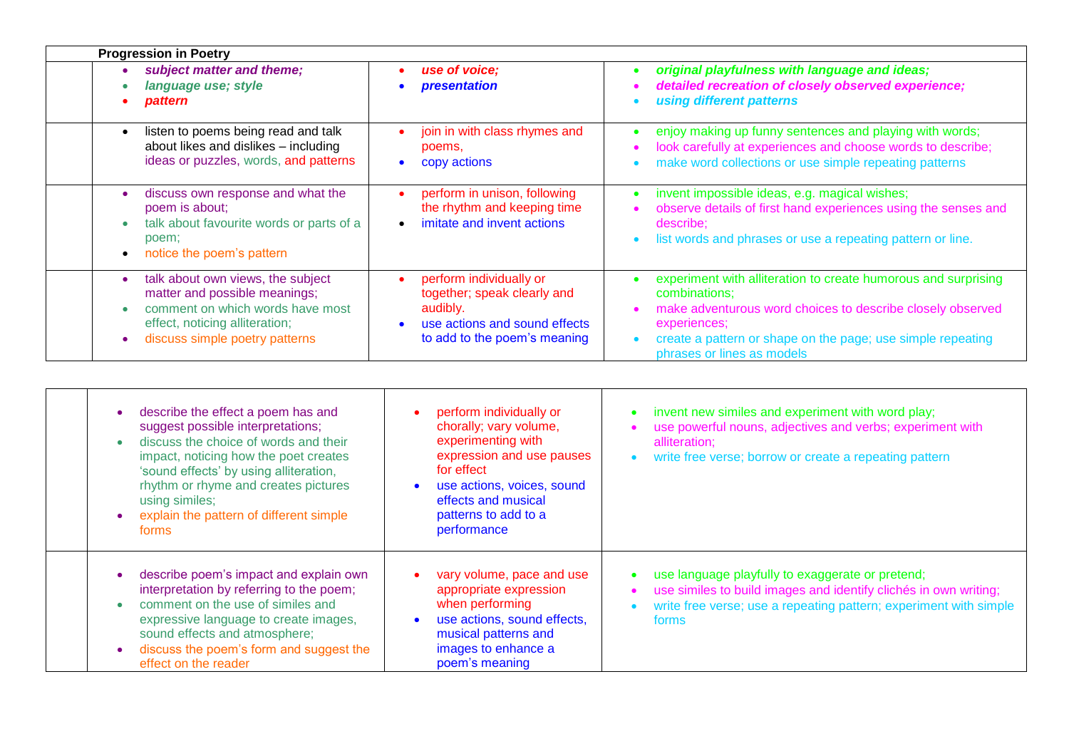| Progression in Poetry | | | |
|---|---|---|---|
| | • ***subject matter and theme;***<br>• ***language use; style***<br>• ***pattern*** | • ***use of voice;***<br>• ***presentation*** | • ***original playfulness with language and ideas;***<br>• ***detailed recreation of closely observed experience;***<br>• ***using different patterns*** |
| | • listen to poems being read and talk about likes and dislikes – including ideas or puzzles, words, and patterns | • join in with class rhymes and poems,<br>• copy actions | • enjoy making up funny sentences and playing with words;<br>• look carefully at experiences and choose words to describe;<br>• make word collections or use simple repeating patterns |
| | • discuss own response and what the poem is about;<br>• talk about favourite words or parts of a poem;<br>• notice the poem's pattern | • perform in unison, following the rhythm and keeping time<br>• imitate and invent actions | • invent impossible ideas, e.g. magical wishes;<br>• observe details of first hand experiences using the senses and describe;<br>• list words and phrases or use a repeating pattern or line. |
| | • talk about own views, the subject matter and possible meanings;<br>• comment on which words have most effect, noticing alliteration;<br>• discuss simple poetry patterns | • perform individually or together; speak clearly and audibly.<br>• use actions and sound effects to add to the poem's meaning | • experiment with alliteration to create humorous and surprising combinations;<br>• make adventurous word choices to describe closely observed experiences;<br>• create a pattern or shape on the page; use simple repeating phrases or lines as models |

| | | | |
|---|---|---|---|
| | • describe the effect a poem has and suggest possible interpretations;<br>• discuss the choice of words and their impact, noticing how the poet creates 'sound effects' by using alliteration, rhythm or rhyme and creates pictures using similes;<br>• explain the pattern of different simple forms | • perform individually or chorally; vary volume, experimenting with expression and use pauses for effect<br>• use actions, voices, sound effects and musical patterns to add to a performance | • invent new similes and experiment with word play;<br>• use powerful nouns, adjectives and verbs; experiment with alliteration;<br>• write free verse; borrow or create a repeating pattern |
| | • describe poem's impact and explain own interpretation by referring to the poem;<br>• comment on the use of similes and expressive language to create images, sound effects and atmosphere;<br>• discuss the poem's form and suggest the effect on the reader | • vary volume, pace and use appropriate expression when performing<br>• use actions, sound effects, musical patterns and images to enhance a poem's meaning | • use language playfully to exaggerate or pretend;<br>• use similes to build images and identify clichés in own writing;<br>• write free verse; use a repeating pattern; experiment with simple forms |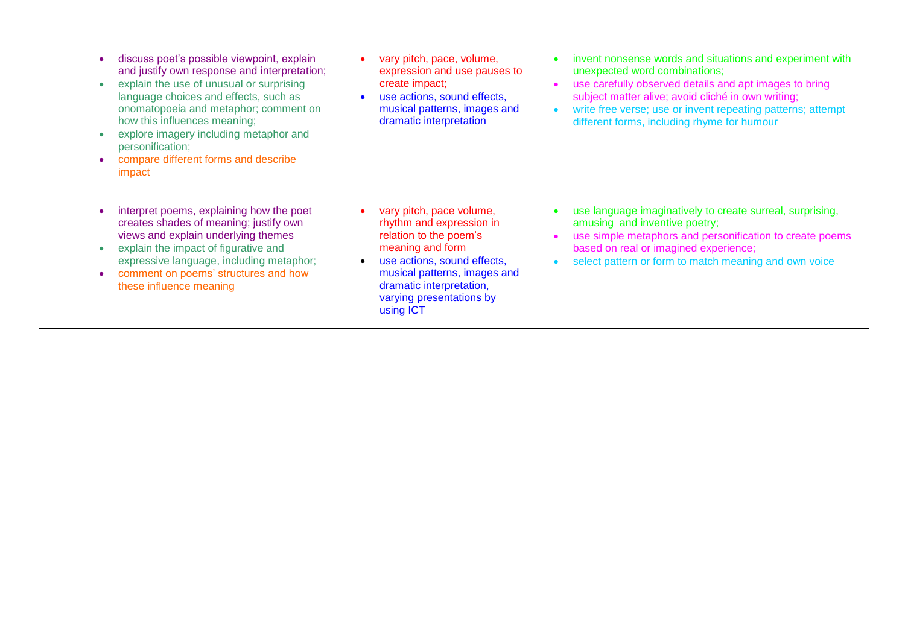| | | | |
|---|---|---|---|
| | • discuss poet's possible viewpoint, explain and justify own response and interpretation;<br>• explain the use of unusual or surprising language choices and effects, such as onomatopoeia and metaphor; comment on how this influences meaning;<br>• explore imagery including metaphor and personification;<br>• compare different forms and describe impact | • vary pitch, pace, volume, expression and use pauses to create impact;<br>• use actions, sound effects, musical patterns, images and dramatic interpretation | • invent nonsense words and situations and experiment with unexpected word combinations;<br>• use carefully observed details and apt images to bring subject matter alive; avoid cliché in own writing;<br>• write free verse; use or invent repeating patterns; attempt different forms, including rhyme for humour |
| | • interpret poems, explaining how the poet creates shades of meaning; justify own views and explain underlying themes<br>• explain the impact of figurative and expressive language, including metaphor;<br>• comment on poems' structures and how these influence meaning | • vary pitch, pace volume, rhythm and expression in relation to the poem's meaning and form<br>• use actions, sound effects, musical patterns, images and dramatic interpretation, varying presentations by using ICT | • use language imaginatively to create surreal, surprising, amusing and inventive poetry;<br>• use simple metaphors and personification to create poems based on real or imagined experience;<br>• select pattern or form to match meaning and own voice |